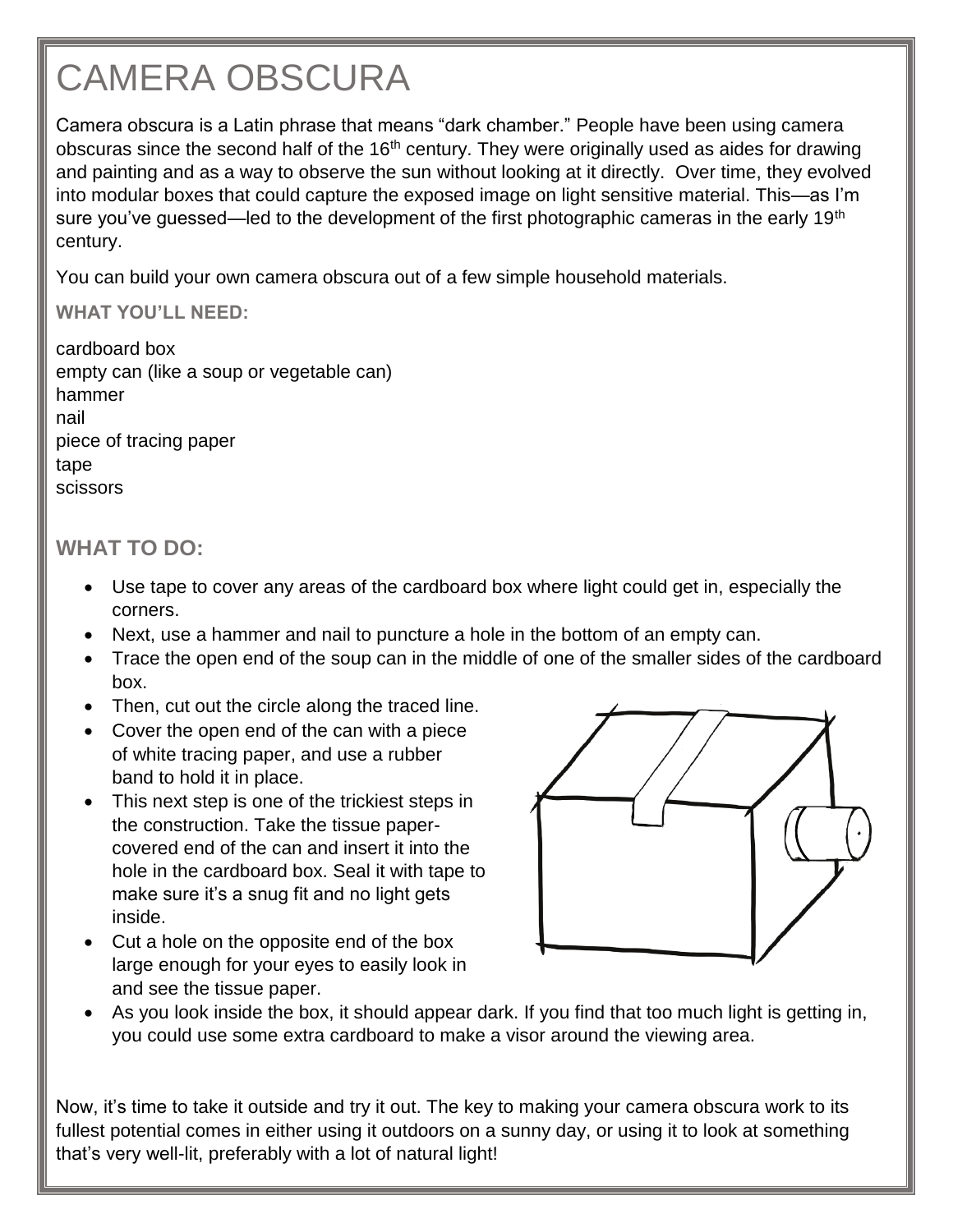# CAMERA OBSCURA

Camera obscura is a Latin phrase that means "dark chamber." People have been using camera obscuras since the second half of the 16th century. They were originally used as aides for drawing and painting and as a way to observe the sun without looking at it directly. Over time, they evolved into modular boxes that could capture the exposed image on light sensitive material. This—as I'm sure you've guessed—led to the development of the first photographic cameras in the early 19th century.

You can build your own camera obscura out of a few simple household materials.

**WHAT YOU'LL NEED:**

cardboard box
empty can (like a soup or vegetable can)
hammer
nail
piece of tracing paper
tape
scissors

## WHAT TO DO:

- Use tape to cover any areas of the cardboard box where light could get in, especially the corners.
- Next, use a hammer and nail to puncture a hole in the bottom of an empty can.
- Trace the open end of the soup can in the middle of one of the smaller sides of the cardboard box.
- Then, cut out the circle along the traced line.
- Cover the open end of the can with a piece of white tracing paper, and use a rubber band to hold it in place.
- This next step is one of the trickiest steps in the construction. Take the tissue paper-covered end of the can and insert it into the hole in the cardboard box. Seal it with tape to make sure it's a snug fit and no light gets inside.
- Cut a hole on the opposite end of the box large enough for your eyes to easily look in and see the tissue paper.
- As you look inside the box, it should appear dark. If you find that too much light is getting in, you could use some extra cardboard to make a visor around the viewing area.

Now, it's time to take it outside and try it out. The key to making your camera obscura work to its fullest potential comes in either using it outdoors on a sunny day, or using it to look at something that's very well-lit, preferably with a lot of natural light!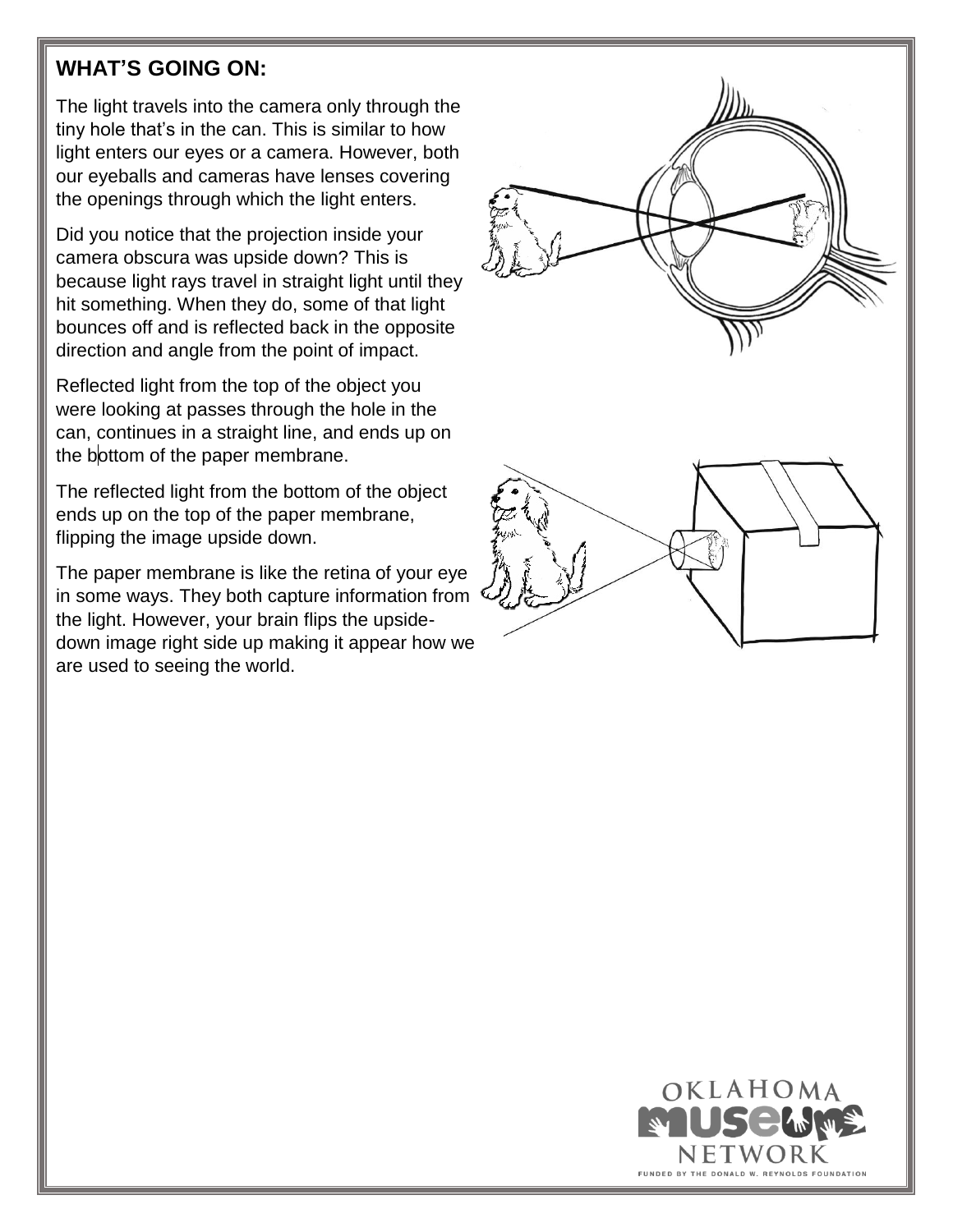## WHAT'S GOING ON:

The light travels into the camera only through the tiny hole that's in the can. This is similar to how light enters our eyes or a camera. However, both our eyeballs and cameras have lenses covering the openings through which the light enters.

Did you notice that the projection inside your camera obscura was upside down? This is because light rays travel in straight light until they hit something. When they do, some of that light bounces off and is reflected back in the opposite direction and angle from the point of impact.

Reflected light from the top of the object you were looking at passes through the hole in the can, continues in a straight line, and ends up on the bottom of the paper membrane.

The reflected light from the bottom of the object ends up on the top of the paper membrane, flipping the image upside down.

The paper membrane is like the retina of your eye in some ways. They both capture information from the light. However, your brain flips the upside-down image right side up making it appear how we are used to seeing the world.

OKLAHOMA MUSEUMS NETWORK
FUNDED BY THE DONALD W. REYNOLDS FOUNDATION